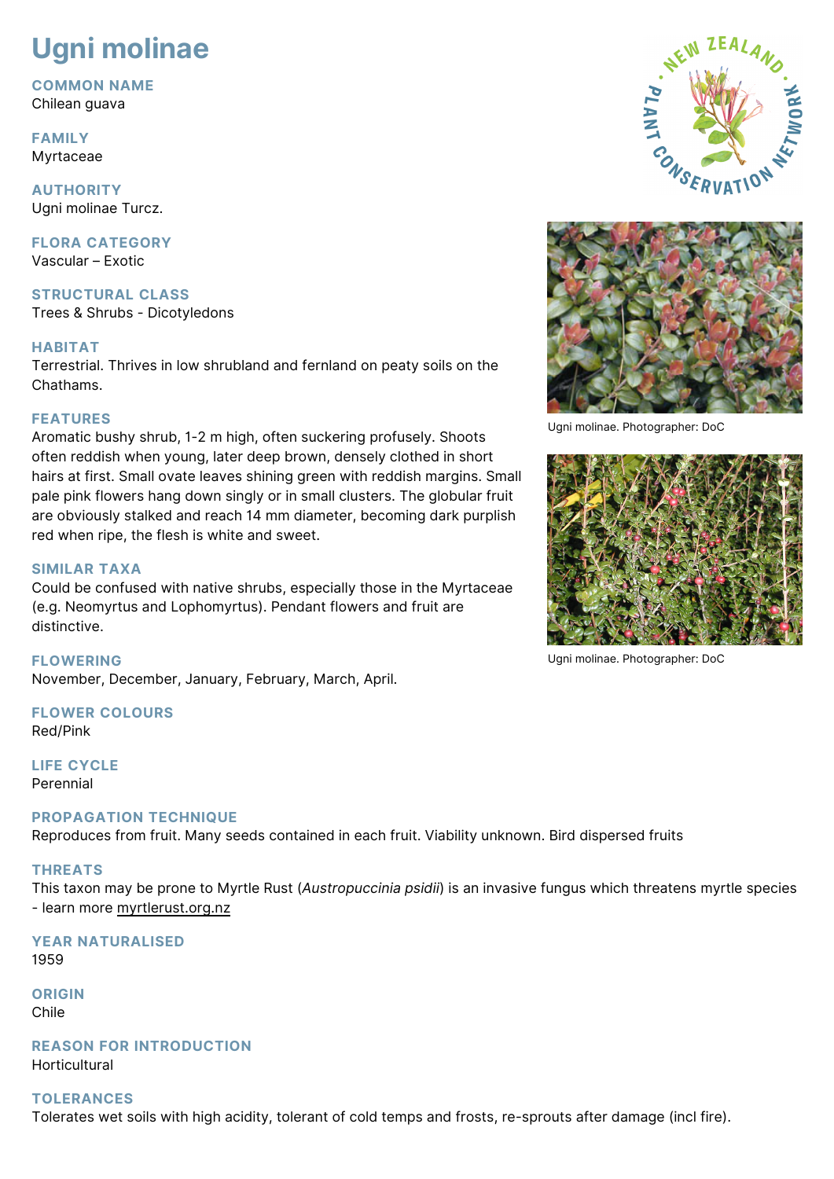# Ugni molinae

## COMMON NAME
Chilean guava

## FAMILY
Myrtaceae

## AUTHORITY
Ugni molinae Turcz.

## FLORA CATEGORY
Vascular – Exotic

## STRUCTURAL CLASS
Trees & Shrubs - Dicotyledons

## HABITAT
Terrestrial. Thrives in low shrubland and fernland on peaty soils on the Chathams.

## FEATURES
Aromatic bushy shrub, 1-2 m high, often suckering profusely. Shoots often reddish when young, later deep brown, densely clothed in short hairs at first. Small ovate leaves shining green with reddish margins. Small pale pink flowers hang down singly or in small clusters. The globular fruit are obviously stalked and reach 14 mm diameter, becoming dark purplish red when ripe, the flesh is white and sweet.

Ugni molinae. Photographer: DoC

Ugni molinae. Photographer: DoC

## SIMILAR TAXA
Could be confused with native shrubs, especially those in the Myrtaceae (e.g. Neomyrtus and Lophomyrtus). Pendant flowers and fruit are distinctive.

## FLOWERING
November, December, January, February, March, April.

## FLOWER COLOURS
Red/Pink

## LIFE CYCLE
Perennial

## PROPAGATION TECHNIQUE
Reproduces from fruit. Many seeds contained in each fruit. Viability unknown. Bird dispersed fruits

## THREATS
This taxon may be prone to Myrtle Rust (*Austropuccinia psidii*) is an invasive fungus which threatens myrtle species - learn more myrtlerust.org.nz

## YEAR NATURALISED
1959

## ORIGIN
Chile

## REASON FOR INTRODUCTION
Horticultural

## TOLERANCES
Tolerates wet soils with high acidity, tolerant of cold temps and frosts, re-sprouts after damage (incl fire).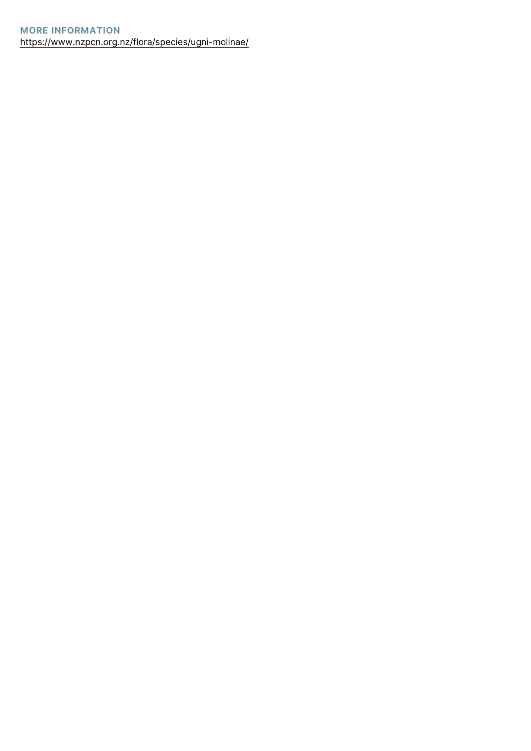**MORE INFORMATION**

https://www.nzpcn.org.nz/flora/species/ugni-molinae/